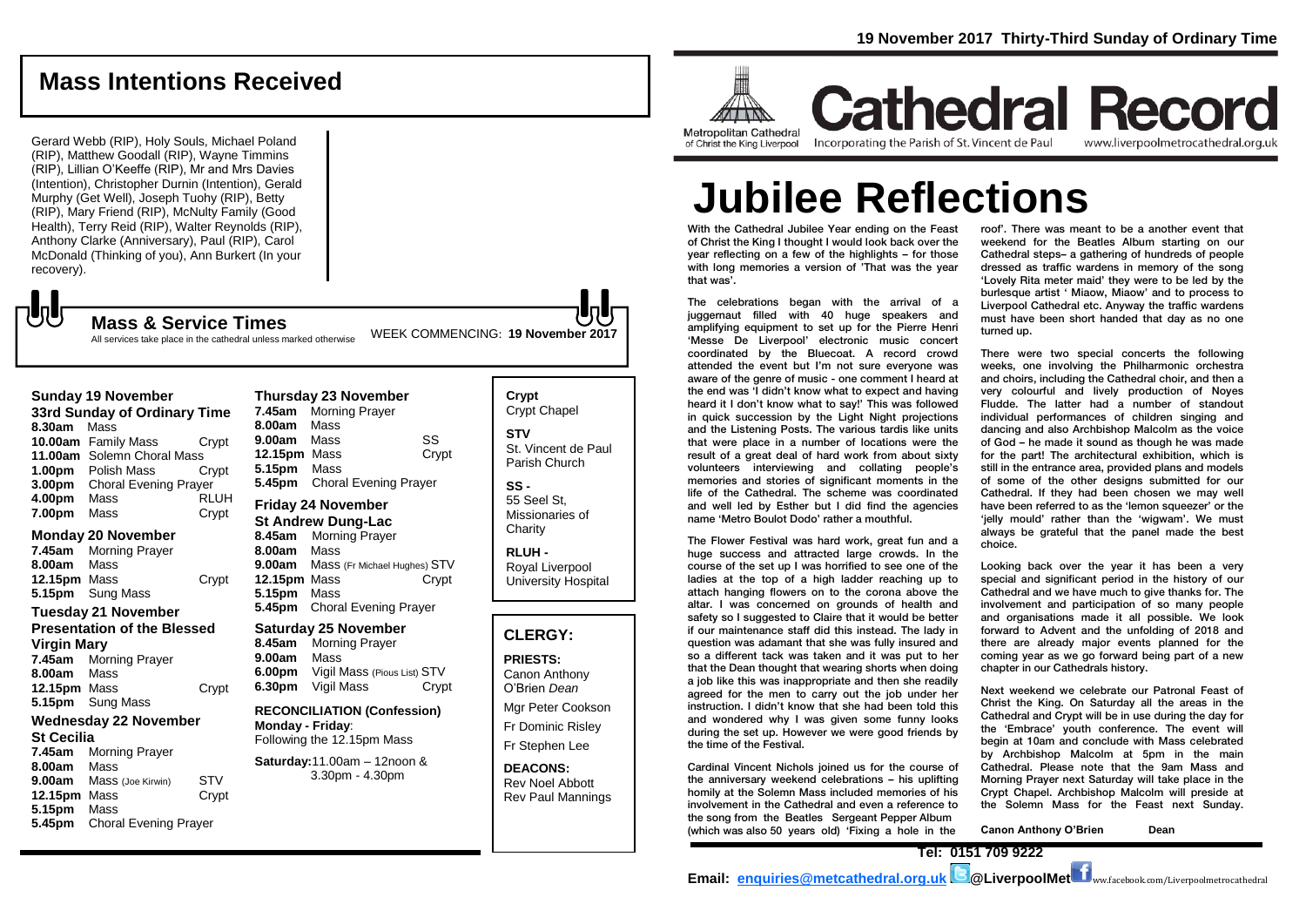# Mass Intentions Received

Gerard Webb (RIP), Holy Souls, Michael Poland (RIP), Matthew Goodall (RIP), Wayne Timmins (RIP), Lillian O'Keeffe (RIP), Mr and Mrs Davies (Intention), Christopher Durnin (Intention), Gerald Murphy (Get Well), Joseph Tuohy (RIP), Betty (RIP), Mary Friend (RIP), McNulty Family (Good Health), Terry Reid (RIP), Walter Reynolds (RIP), Anthony Clarke (Anniversary), Paul (RIP), Carol McDonald (Thinking of you), Ann Burkert (In your recovery).

## Mass & Service Times

All services take place in the cathedral unless marked otherwise

WEEK COMMENCING: **19 November 2017**

### Sunday 19 November
**33rd Sunday of Ordinary Time**

**8.30am** Mass
**10.00am** Family Mass Crypt
**11.00am** Solemn Choral Mass
**1.00pm** Polish Mass Crypt
**3.00pm** Choral Evening Prayer
**4.00pm** Mass RLUH
**7.00pm** Mass Crypt

### Monday 20 November

**7.45am** Morning Prayer
**8.00am** Mass
**12.15pm** Mass Crypt
**5.15pm** Sung Mass

### Tuesday 21 November
**Presentation of the Blessed Virgin Mary**

**7.45am** Morning Prayer
**8.00am** Mass
**12.15pm** Mass Crypt
**5.15pm** Sung Mass

### Wednesday 22 November
**St Cecilia**

**7.45am** Morning Prayer
**8.00am** Mass
**9.00am** Mass (Joe Kirwin) STV
**12.15pm** Mass Crypt
**5.15pm** Mass
**5.45pm** Choral Evening Prayer

### Thursday 23 November

**7.45am** Morning Prayer
**8.00am** Mass
**9.00am** Mass SS
**12.15pm** Mass Crypt
**5.15pm** Mass
**5.45pm** Choral Evening Prayer

### Friday 24 November
**St Andrew Dung-Lac**

**8.45am** Morning Prayer
**8.00am** Mass
**9.00am** Mass (Fr Michael Hughes) STV
**12.15pm** Mass Crypt
**5.15pm** Mass
**5.45pm** Choral Evening Prayer

### Saturday 25 November

**8.45am** Morning Prayer
**9.00am** Mass
**6.00pm** Vigil Mass (Pious List) STV
**6.30pm** Vigil Mass Crypt

**RECONCILIATION (Confession)**
**Monday - Friday**:
Following the 12.15pm Mass

**Saturday:** 11.00am – 12noon & 3.30pm - 4.30pm

**Crypt**
Crypt Chapel

**STV**
St. Vincent de Paul Parish Church

**SS -**
55 Seel St, Missionaries of Charity

**RLUH -**
Royal Liverpool University Hospital

## CLERGY:

**PRIESTS:**
Canon Anthony O'Brien *Dean*
Mgr Peter Cookson
Fr Dominic Risley
Fr Stephen Lee

**DEACONS:**
Rev Noel Abbott
Rev Paul Mannings

**19 November 2017 Thirty-Third Sunday of Ordinary Time**

Metropolitan Cathedral of Christ the King Liverpool

# Cathedral Record

Incorporating the Parish of St. Vincent de Paul

www.liverpoolmetrocathedral.org.uk

# Jubilee Reflections

With the Cathedral Jubilee Year ending on the Feast of Christ the King I thought I would look back over the year reflecting on a few of the highlights – for those with long memories a version of 'That was the year that was'.

The celebrations began with the arrival of a juggernaut filled with 40 huge speakers and amplifying equipment to set up for the Pierre Henri 'Messe De Liverpool' electronic music concert coordinated by the Bluecoat. A record crowd attended the event but I'm not sure everyone was aware of the genre of music - one comment I heard at the end was 'I didn't know what to expect and having heard it I don't know what to say!' This was followed in quick succession by the Light Night projections and the Listening Posts. The various tardis like units that were place in a number of locations were the result of a great deal of hard work from about sixty volunteers interviewing and collating people's memories and stories of significant moments in the life of the Cathedral. The scheme was coordinated and well led by Esther but I did find the agencies name 'Metro Boulot Dodo' rather a mouthful.

The Flower Festival was hard work, great fun and a huge success and attracted large crowds. In the course of the set up I was horrified to see one of the ladies at the top of a high ladder reaching up to attach hanging flowers on to the corona above the altar. I was concerned on grounds of health and safety so I suggested to Claire that it would be better if our maintenance staff did this instead. The lady in question was adamant that she was fully insured and so a different tack was taken and it was put to her that the Dean thought that wearing shorts when doing a job like this was inappropriate and then she readily agreed for the men to carry out the job under her instruction. I didn't know that she had been told this and wondered why I was given some funny looks during the set up. However we were good friends by the time of the Festival.

Cardinal Vincent Nichols joined us for the course of the anniversary weekend celebrations – his uplifting homily at the Solemn Mass included memories of his involvement in the Cathedral and even a reference to the song from the Beatles Sergeant Pepper Album (which was also 50 years old) 'Fixing a hole in the roof'. There was meant to be a another event that weekend for the Beatles Album starting on our Cathedral steps– a gathering of hundreds of people dressed as traffic wardens in memory of the song 'Lovely Rita meter maid' they were to be led by the burlesque artist ' Miaow, Miaow' and to process to Liverpool Cathedral etc. Anyway the traffic wardens must have been short handed that day as no one turned up.

There were two special concerts the following weeks, one involving the Philharmonic orchestra and choirs, including the Cathedral choir, and then a very colourful and lively production of Noyes Fludde. The latter had a number of standout individual performances of children singing and dancing and also Archbishop Malcolm as the voice of God – he made it sound as though he was made for the part! The architectural exhibition, which is still in the entrance area, provided plans and models of some of the other designs submitted for our Cathedral. If they had been chosen we may well have been referred to as the 'lemon squeezer' or the 'jelly mould' rather than the 'wigwam'. We must always be grateful that the panel made the best choice.

Looking back over the year it has been a very special and significant period in the history of our Cathedral and we have much to give thanks for. The involvement and participation of so many people and organisations made it all possible. We look forward to Advent and the unfolding of 2018 and there are already major events planned for the coming year as we go forward being part of a new chapter in our Cathedrals history.

Next weekend we celebrate our Patronal Feast of Christ the King. On Saturday all the areas in the Cathedral and Crypt will be in use during the day for the 'Embrace' youth conference. The event will begin at 10am and conclude with Mass celebrated by Archbishop Malcolm at 5pm in the main Cathedral. Please note that the 9am Mass and Morning Prayer next Saturday will take place in the Crypt Chapel. Archbishop Malcolm will preside at the Solemn Mass for the Feast next Sunday.

**Canon Anthony O'Brien Dean**

**Tel: 0151 709 9222**

**Email: enquiries@metcathedral.org.uk @LiverpoolMet** ww.facebook.com/Liverpoolmetrocathedral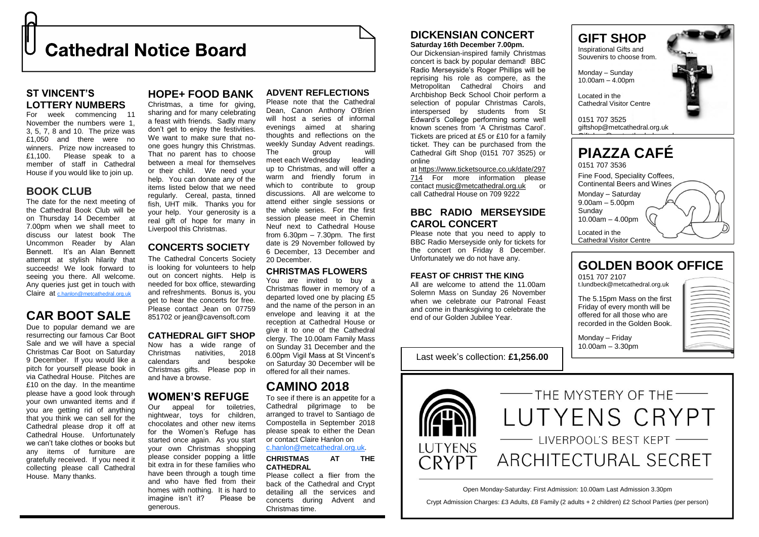# Cathedral Notice Board

## ST VINCENT'S LOTTERY NUMBERS

For week commencing 11 November the numbers were 1, 3, 5, 7, 8 and 10. The prize was £1,050 and there were no winners. Prize now increased to £1,100. Please speak to a member of staff in Cathedral House if you would like to join up.

## BOOK CLUB

The date for the next meeting of the Cathedral Book Club will be on Thursday 14 December at 7.00pm when we shall meet to discuss our latest book The Uncommon Reader by Alan Bennett. It's an Alan Bennett attempt at stylish hilarity that succeeds! We look forward to seeing you there. All welcome. Any queries just get in touch with Claire at c.hanlon@metcathedral.org.uk

## CAR BOOT SALE

Due to popular demand we are resurrecting our famous Car Boot Sale and we will have a special Christmas Car Boot on Saturday 9 December. If you would like a pitch for yourself please book in via Cathedral House. Pitches are £10 on the day. In the meantime please have a good look through your own unwanted items and if you are getting rid of anything that you think we can sell for the Cathedral please drop it off at Cathedral House. Unfortunately we can't take clothes or books but any items of furniture are gratefully received. If you need it collecting please call Cathedral House. Many thanks.

## HOPE+ FOOD BANK

Christmas, a time for giving, sharing and for many celebrating a feast with friends. Sadly many don't get to enjoy the festivities. We want to make sure that no-one goes hungry this Christmas. That no parent has to choose between a meal for themselves or their child. We need your help. You can donate any of the items listed below that we need regularly. Cereal, pasta, tinned fish, UHT milk. Thanks you for your help. Your generosity is a real gift of hope for many in Liverpool this Christmas.

## CONCERTS SOCIETY

The Cathedral Concerts Society is looking for volunteers to help out on concert nights. Help is needed for box office, stewarding and refreshments. Bonus is, you get to hear the concerts for free. Please contact Jean on 07759 851702 or jean@cavensoft.com

### CATHEDRAL GIFT SHOP

Now has a wide range of Christmas nativities, 2018 calendars and bespoke Christmas gifts. Please pop in and have a browse.

## WOMEN'S REFUGE

Our appeal for toiletries, nightwear, toys for children, chocolates and other new items for the Women's Refuge has started once again. As you start your own Christmas shopping please consider popping a little bit extra in for these families who have been through a tough time and who have fled from their homes with nothing. It is hard to imagine isn't it? Please be generous.

### ADVENT REFLECTIONS

Please note that the Cathedral Dean, Canon Anthony O'Brien will host a series of informal evenings aimed at sharing thoughts and reflections on the weekly Sunday Advent readings. The group will meet each Wednesday leading up to Christmas, and will offer a warm and friendly forum in which to contribute to group discussions. All are welcome to attend either single sessions or the whole series. For the first session please meet in Chemin Neuf next to Cathedral House from 6.30pm – 7.30pm. The first date is 29 November followed by 6 December, 13 December and 20 December.

### CHRISTMAS FLOWERS

You are invited to buy a Christmas flower in memory of a departed loved one by placing £5 and the name of the person in an envelope and leaving it at the reception at Cathedral House or give it to one of the Cathedral clergy. The 10.00am Family Mass on Sunday 31 December and the 6.00pm Vigil Mass at St Vincent's on Saturday 30 December will be offered for all their names.

## CAMINO 2018

To see if there is an appetite for a Cathedral pilgrimage to be arranged to travel to Santiago de Compostella in September 2018 please speak to either the Dean or contact Claire Hanlon on c.hanlon@metcathedral.org.uk.

#### CHRISTMAS AT THE CATHEDRAL

Please collect a flier from the back of the Cathedral and Crypt detailing all the services and concerts during Advent and Christmas time.

## DICKENSIAN CONCERT

**Saturday 16th December 7.00pm.**

Our Dickensian-inspired family Christmas concert is back by popular demand! BBC Radio Merseyside's Roger Phillips will be reprising his role as compere, as the Metropolitan Cathedral Choirs and Archbishop Beck School Choir perform a selection of popular Christmas Carols, interspersed by students from St Edward's College performing some well known scenes from 'A Christmas Carol'. Tickets are priced at £5 or £10 for a family ticket. They can be purchased from the Cathedral Gift Shop (0151 707 3525) or online at https://www.ticketsource.co.uk/date/297714 For more information please contact music@metcathedral.org.uk or call Cathedral House on 709 9222

## BBC RADIO MERSEYSIDE CAROL CONCERT

Please note that you need to apply to BBC Radio Merseyside only for tickets for the concert on Friday 8 December. Unfortunately we do not have any.

### FEAST OF CHRIST THE KING

All are welcome to attend the 11.00am Solemn Mass on Sunday 26 November when we celebrate our Patronal Feast and come in thanksgiving to celebrate the end of our Golden Jubilee Year.

Last week's collection: **£1,256.00**

## GIFT SHOP

Inspirational Gifts and Souvenirs to choose from.

Monday – Sunday
10.00am – 4.00pm

Located in the Cathedral Visitor Centre

0151 707 3525
giftshop@metcathedral.org.uk

## PIAZZA CAFÉ

0151 707 3536

Fine Food, Speciality Coffees, Continental Beers and Wines

Monday – Saturday
9.00am – 5.00pm
Sunday
10.00am – 4.00pm

Located in the Cathedral Visitor Centre

## GOLDEN BOOK OFFICE

0151 707 2107
t.lundbeck@metcathedral.org.uk

The 5.15pm Mass on the first Friday of every month will be offered for all those who are recorded in the Golden Book.

Monday – Friday
10.00am – 3.30pm

LUTYENS CRYPT

THE MYSTERY OF THE
LUTYENS CRYPT
LIVERPOOL'S BEST KEPT
ARCHITECTURAL SECRET

Open Monday-Saturday: First Admission: 10.00am Last Admission 3.30pm

Crypt Admission Charges: £3 Adults, £8 Family (2 adults + 2 children) £2 School Parties (per person)